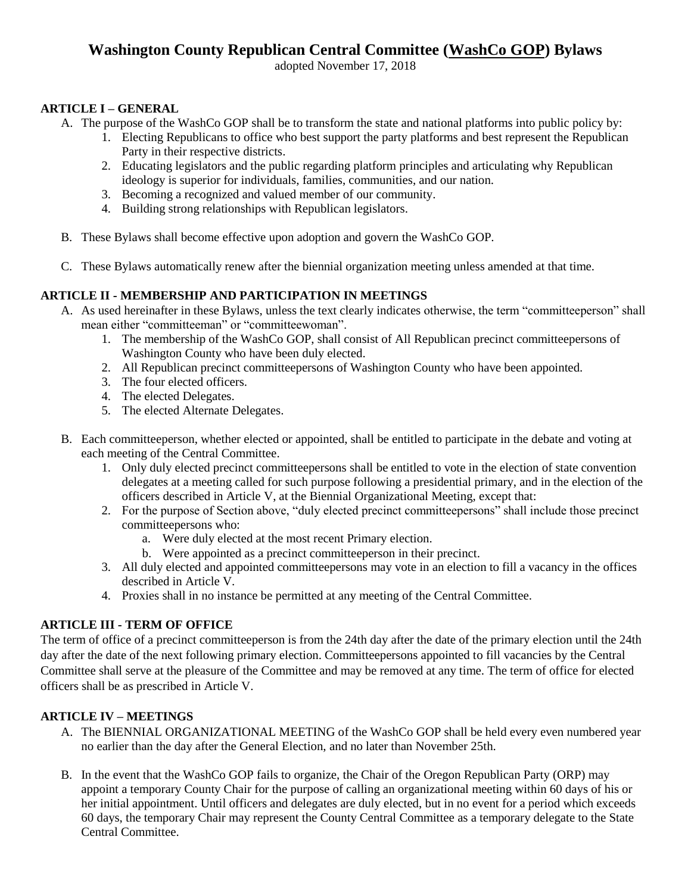# Washington County Republican Central Committee (WashCo GOP) Bylaws

adopted November 17, 2018

## ARTICLE I – GENERAL

A. The purpose of the WashCo GOP shall be to transform the state and national platforms into public policy by:
   1. Electing Republicans to office who best support the party platforms and best represent the Republican Party in their respective districts.
   2. Educating legislators and the public regarding platform principles and articulating why Republican ideology is superior for individuals, families, communities, and our nation.
   3. Becoming a recognized and valued member of our community.
   4. Building strong relationships with Republican legislators.

B. These Bylaws shall become effective upon adoption and govern the WashCo GOP.

C. These Bylaws automatically renew after the biennial organization meeting unless amended at that time.

## ARTICLE II - MEMBERSHIP AND PARTICIPATION IN MEETINGS

A. As used hereinafter in these Bylaws, unless the text clearly indicates otherwise, the term "committeeperson" shall mean either "committeeman" or "committeewoman".
   1. The membership of the WashCo GOP, shall consist of All Republican precinct committeepersons of Washington County who have been duly elected.
   2. All Republican precinct committeepersons of Washington County who have been appointed.
   3. The four elected officers.
   4. The elected Delegates.
   5. The elected Alternate Delegates.

B. Each committeeperson, whether elected or appointed, shall be entitled to participate in the debate and voting at each meeting of the Central Committee.
   1. Only duly elected precinct committeepersons shall be entitled to vote in the election of state convention delegates at a meeting called for such purpose following a presidential primary, and in the election of the officers described in Article V, at the Biennial Organizational Meeting, except that:
   2. For the purpose of Section above, "duly elected precinct committeepersons" shall include those precinct committeepersons who:
      a. Were duly elected at the most recent Primary election.
      b. Were appointed as a precinct committeeperson in their precinct.
   3. All duly elected and appointed committeepersons may vote in an election to fill a vacancy in the offices described in Article V.
   4. Proxies shall in no instance be permitted at any meeting of the Central Committee.

## ARTICLE III - TERM OF OFFICE

The term of office of a precinct committeeperson is from the 24th day after the date of the primary election until the 24th day after the date of the next following primary election. Committeepersons appointed to fill vacancies by the Central Committee shall serve at the pleasure of the Committee and may be removed at any time. The term of office for elected officers shall be as prescribed in Article V.

## ARTICLE IV – MEETINGS

A. The BIENNIAL ORGANIZATIONAL MEETING of the WashCo GOP shall be held every even numbered year no earlier than the day after the General Election, and no later than November 25th.

B. In the event that the WashCo GOP fails to organize, the Chair of the Oregon Republican Party (ORP) may appoint a temporary County Chair for the purpose of calling an organizational meeting within 60 days of his or her initial appointment. Until officers and delegates are duly elected, but in no event for a period which exceeds 60 days, the temporary Chair may represent the County Central Committee as a temporary delegate to the State Central Committee.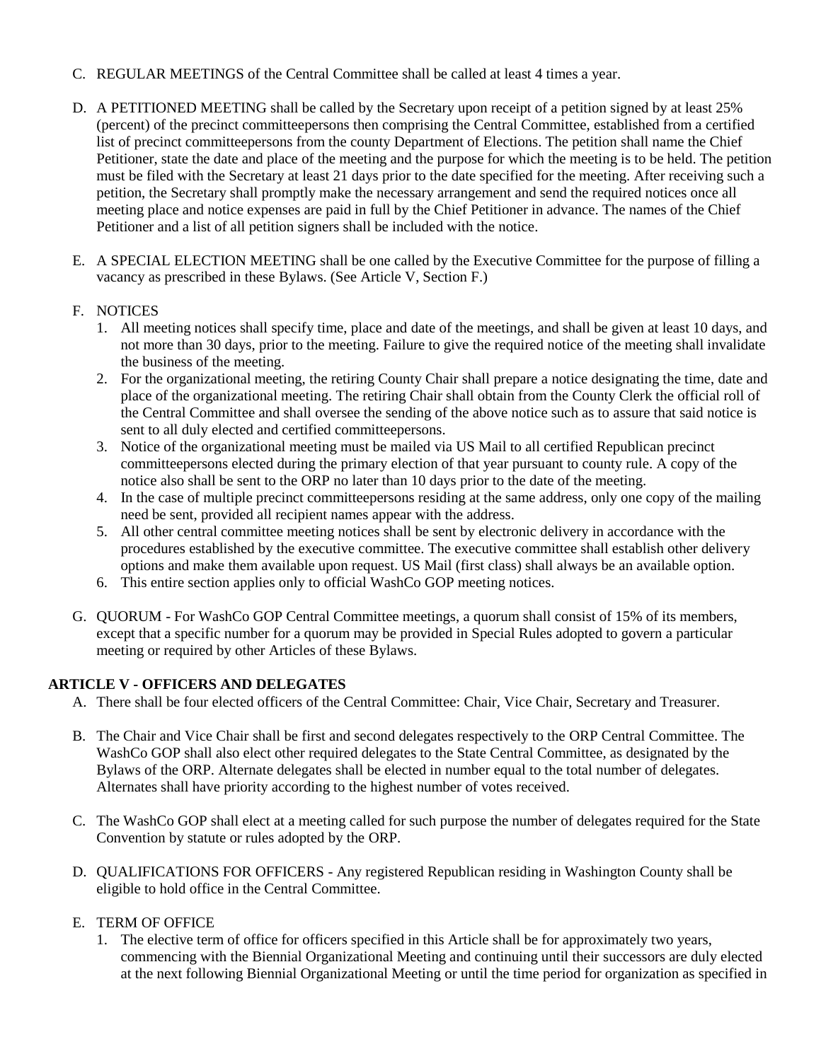C. REGULAR MEETINGS of the Central Committee shall be called at least 4 times a year.

D. A PETITIONED MEETING shall be called by the Secretary upon receipt of a petition signed by at least 25% (percent) of the precinct committeepersons then comprising the Central Committee, established from a certified list of precinct committeepersons from the county Department of Elections. The petition shall name the Chief Petitioner, state the date and place of the meeting and the purpose for which the meeting is to be held. The petition must be filed with the Secretary at least 21 days prior to the date specified for the meeting. After receiving such a petition, the Secretary shall promptly make the necessary arrangement and send the required notices once all meeting place and notice expenses are paid in full by the Chief Petitioner in advance. The names of the Chief Petitioner and a list of all petition signers shall be included with the notice.

E. A SPECIAL ELECTION MEETING shall be one called by the Executive Committee for the purpose of filling a vacancy as prescribed in these Bylaws. (See Article V, Section F.)

F. NOTICES
   1. All meeting notices shall specify time, place and date of the meetings, and shall be given at least 10 days, and not more than 30 days, prior to the meeting. Failure to give the required notice of the meeting shall invalidate the business of the meeting.
   2. For the organizational meeting, the retiring County Chair shall prepare a notice designating the time, date and place of the organizational meeting. The retiring Chair shall obtain from the County Clerk the official roll of the Central Committee and shall oversee the sending of the above notice such as to assure that said notice is sent to all duly elected and certified committeepersons.
   3. Notice of the organizational meeting must be mailed via US Mail to all certified Republican precinct committeepersons elected during the primary election of that year pursuant to county rule. A copy of the notice also shall be sent to the ORP no later than 10 days prior to the date of the meeting.
   4. In the case of multiple precinct committeepersons residing at the same address, only one copy of the mailing need be sent, provided all recipient names appear with the address.
   5. All other central committee meeting notices shall be sent by electronic delivery in accordance with the procedures established by the executive committee. The executive committee shall establish other delivery options and make them available upon request. US Mail (first class) shall always be an available option.
   6. This entire section applies only to official WashCo GOP meeting notices.

G. QUORUM - For WashCo GOP Central Committee meetings, a quorum shall consist of 15% of its members, except that a specific number for a quorum may be provided in Special Rules adopted to govern a particular meeting or required by other Articles of these Bylaws.

## ARTICLE V - OFFICERS AND DELEGATES

A. There shall be four elected officers of the Central Committee: Chair, Vice Chair, Secretary and Treasurer.

B. The Chair and Vice Chair shall be first and second delegates respectively to the ORP Central Committee. The WashCo GOP shall also elect other required delegates to the State Central Committee, as designated by the Bylaws of the ORP. Alternate delegates shall be elected in number equal to the total number of delegates. Alternates shall have priority according to the highest number of votes received.

C. The WashCo GOP shall elect at a meeting called for such purpose the number of delegates required for the State Convention by statute or rules adopted by the ORP.

D. QUALIFICATIONS FOR OFFICERS - Any registered Republican residing in Washington County shall be eligible to hold office in the Central Committee.

E. TERM OF OFFICE
   1. The elective term of office for officers specified in this Article shall be for approximately two years, commencing with the Biennial Organizational Meeting and continuing until their successors are duly elected at the next following Biennial Organizational Meeting or until the time period for organization as specified in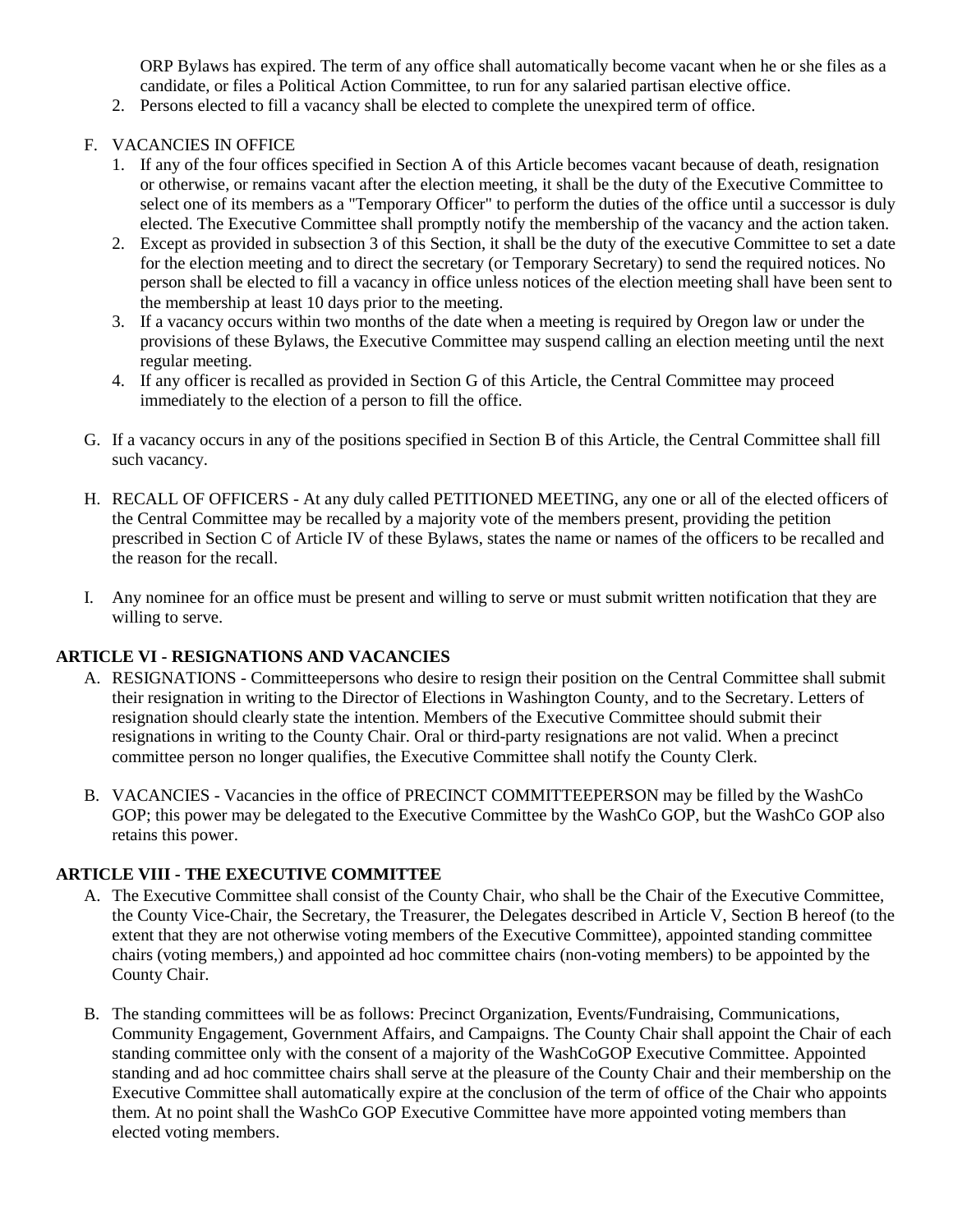ORP Bylaws has expired. The term of any office shall automatically become vacant when he or she files as a candidate, or files a Political Action Committee, to run for any salaried partisan elective office.

2. Persons elected to fill a vacancy shall be elected to complete the unexpired term of office.

F. VACANCIES IN OFFICE

1. If any of the four offices specified in Section A of this Article becomes vacant because of death, resignation or otherwise, or remains vacant after the election meeting, it shall be the duty of the Executive Committee to select one of its members as a "Temporary Officer" to perform the duties of the office until a successor is duly elected. The Executive Committee shall promptly notify the membership of the vacancy and the action taken.
2. Except as provided in subsection 3 of this Section, it shall be the duty of the executive Committee to set a date for the election meeting and to direct the secretary (or Temporary Secretary) to send the required notices. No person shall be elected to fill a vacancy in office unless notices of the election meeting shall have been sent to the membership at least 10 days prior to the meeting.
3. If a vacancy occurs within two months of the date when a meeting is required by Oregon law or under the provisions of these Bylaws, the Executive Committee may suspend calling an election meeting until the next regular meeting.
4. If any officer is recalled as provided in Section G of this Article, the Central Committee may proceed immediately to the election of a person to fill the office.

G. If a vacancy occurs in any of the positions specified in Section B of this Article, the Central Committee shall fill such vacancy.

H. RECALL OF OFFICERS - At any duly called PETITIONED MEETING, any one or all of the elected officers of the Central Committee may be recalled by a majority vote of the members present, providing the petition prescribed in Section C of Article IV of these Bylaws, states the name or names of the officers to be recalled and the reason for the recall.

I. Any nominee for an office must be present and willing to serve or must submit written notification that they are willing to serve.

## ARTICLE VI - RESIGNATIONS AND VACANCIES

A. RESIGNATIONS - Committeepersons who desire to resign their position on the Central Committee shall submit their resignation in writing to the Director of Elections in Washington County, and to the Secretary. Letters of resignation should clearly state the intention. Members of the Executive Committee should submit their resignations in writing to the County Chair. Oral or third-party resignations are not valid. When a precinct committee person no longer qualifies, the Executive Committee shall notify the County Clerk.

B. VACANCIES - Vacancies in the office of PRECINCT COMMITTEEPERSON may be filled by the WashCo GOP; this power may be delegated to the Executive Committee by the WashCo GOP, but the WashCo GOP also retains this power.

## ARTICLE VIII - THE EXECUTIVE COMMITTEE

A. The Executive Committee shall consist of the County Chair, who shall be the Chair of the Executive Committee, the County Vice-Chair, the Secretary, the Treasurer, the Delegates described in Article V, Section B hereof (to the extent that they are not otherwise voting members of the Executive Committee), appointed standing committee chairs (voting members,) and appointed ad hoc committee chairs (non-voting members) to be appointed by the County Chair.

B. The standing committees will be as follows: Precinct Organization, Events/Fundraising, Communications, Community Engagement, Government Affairs, and Campaigns. The County Chair shall appoint the Chair of each standing committee only with the consent of a majority of the WashCoGOP Executive Committee. Appointed standing and ad hoc committee chairs shall serve at the pleasure of the County Chair and their membership on the Executive Committee shall automatically expire at the conclusion of the term of office of the Chair who appoints them. At no point shall the WashCo GOP Executive Committee have more appointed voting members than elected voting members.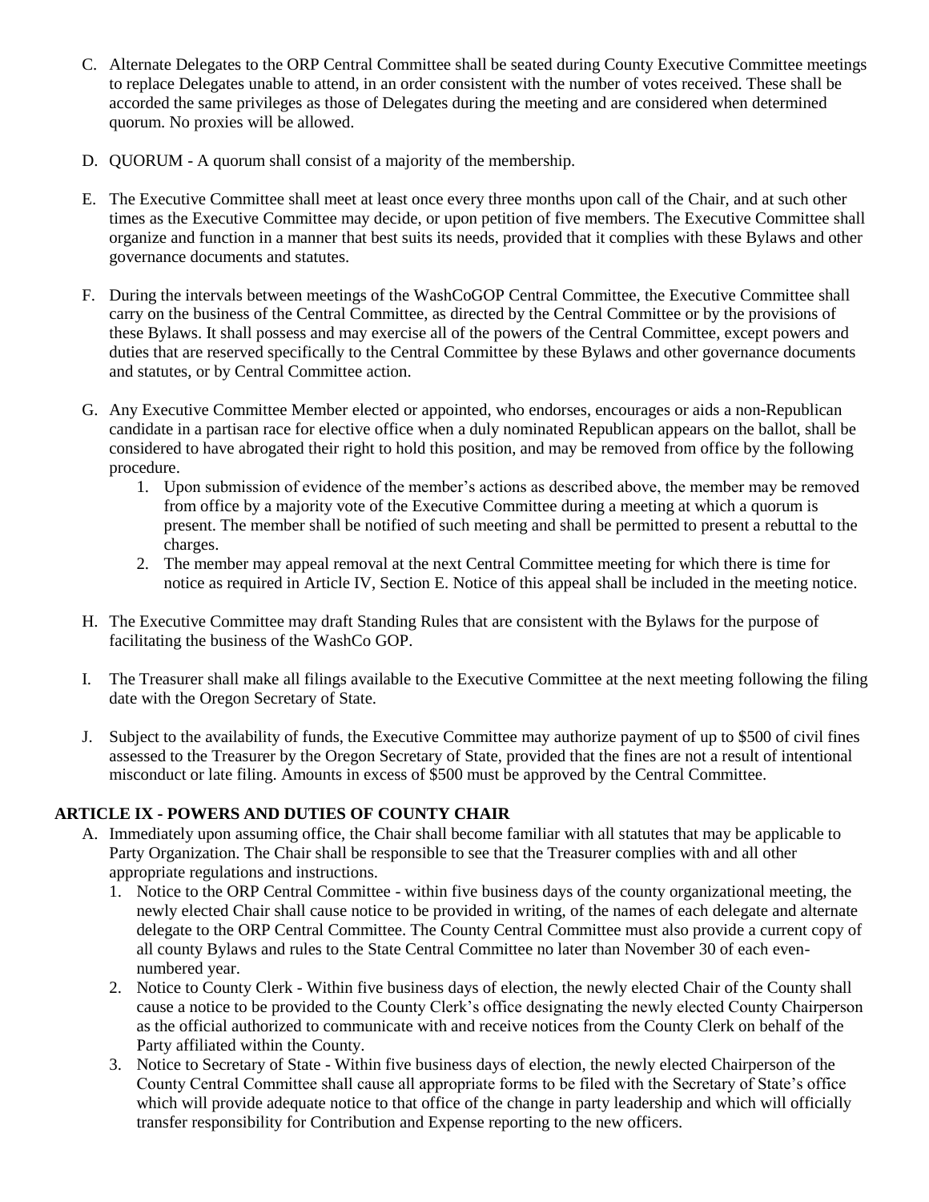C. Alternate Delegates to the ORP Central Committee shall be seated during County Executive Committee meetings to replace Delegates unable to attend, in an order consistent with the number of votes received. These shall be accorded the same privileges as those of Delegates during the meeting and are considered when determined quorum. No proxies will be allowed.

D. QUORUM - A quorum shall consist of a majority of the membership.

E. The Executive Committee shall meet at least once every three months upon call of the Chair, and at such other times as the Executive Committee may decide, or upon petition of five members. The Executive Committee shall organize and function in a manner that best suits its needs, provided that it complies with these Bylaws and other governance documents and statutes.

F. During the intervals between meetings of the WashCoGOP Central Committee, the Executive Committee shall carry on the business of the Central Committee, as directed by the Central Committee or by the provisions of these Bylaws. It shall possess and may exercise all of the powers of the Central Committee, except powers and duties that are reserved specifically to the Central Committee by these Bylaws and other governance documents and statutes, or by Central Committee action.

G. Any Executive Committee Member elected or appointed, who endorses, encourages or aids a non-Republican candidate in a partisan race for elective office when a duly nominated Republican appears on the ballot, shall be considered to have abrogated their right to hold this position, and may be removed from office by the following procedure.
   1. Upon submission of evidence of the member's actions as described above, the member may be removed from office by a majority vote of the Executive Committee during a meeting at which a quorum is present. The member shall be notified of such meeting and shall be permitted to present a rebuttal to the charges.
   2. The member may appeal removal at the next Central Committee meeting for which there is time for notice as required in Article IV, Section E. Notice of this appeal shall be included in the meeting notice.

H. The Executive Committee may draft Standing Rules that are consistent with the Bylaws for the purpose of facilitating the business of the WashCo GOP.

I. The Treasurer shall make all filings available to the Executive Committee at the next meeting following the filing date with the Oregon Secretary of State.

J. Subject to the availability of funds, the Executive Committee may authorize payment of up to $500 of civil fines assessed to the Treasurer by the Oregon Secretary of State, provided that the fines are not a result of intentional misconduct or late filing. Amounts in excess of $500 must be approved by the Central Committee.

## ARTICLE IX - POWERS AND DUTIES OF COUNTY CHAIR

A. Immediately upon assuming office, the Chair shall become familiar with all statutes that may be applicable to Party Organization. The Chair shall be responsible to see that the Treasurer complies with and all other appropriate regulations and instructions.
   1. Notice to the ORP Central Committee - within five business days of the county organizational meeting, the newly elected Chair shall cause notice to be provided in writing, of the names of each delegate and alternate delegate to the ORP Central Committee. The County Central Committee must also provide a current copy of all county Bylaws and rules to the State Central Committee no later than November 30 of each even-numbered year.
   2. Notice to County Clerk - Within five business days of election, the newly elected Chair of the County shall cause a notice to be provided to the County Clerk's office designating the newly elected County Chairperson as the official authorized to communicate with and receive notices from the County Clerk on behalf of the Party affiliated within the County.
   3. Notice to Secretary of State - Within five business days of election, the newly elected Chairperson of the County Central Committee shall cause all appropriate forms to be filed with the Secretary of State's office which will provide adequate notice to that office of the change in party leadership and which will officially transfer responsibility for Contribution and Expense reporting to the new officers.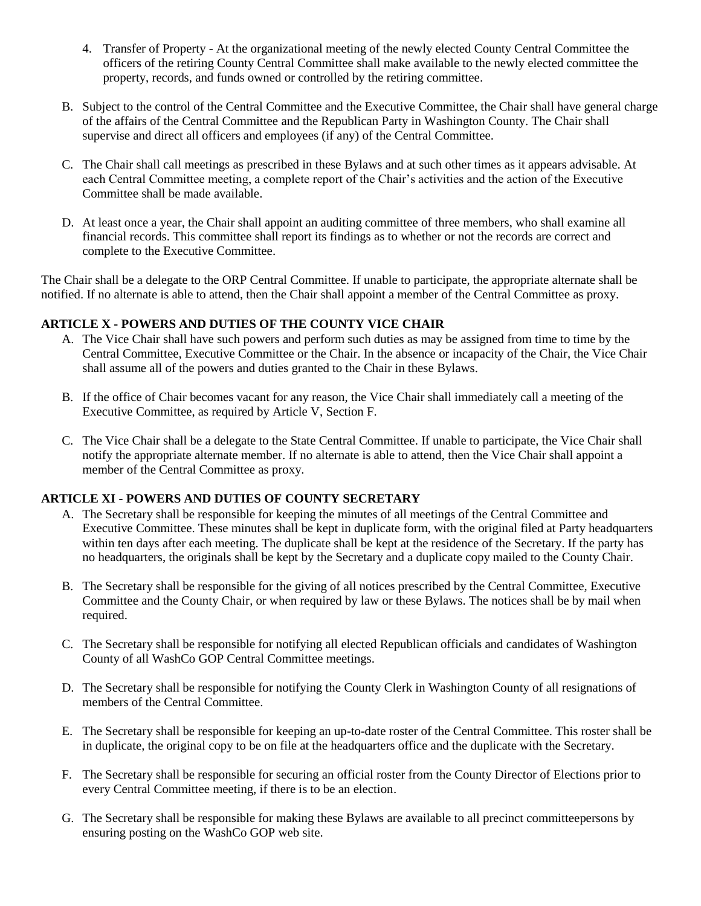4. Transfer of Property - At the organizational meeting of the newly elected County Central Committee the officers of the retiring County Central Committee shall make available to the newly elected committee the property, records, and funds owned or controlled by the retiring committee.

B. Subject to the control of the Central Committee and the Executive Committee, the Chair shall have general charge of the affairs of the Central Committee and the Republican Party in Washington County. The Chair shall supervise and direct all officers and employees (if any) of the Central Committee.

C. The Chair shall call meetings as prescribed in these Bylaws and at such other times as it appears advisable. At each Central Committee meeting, a complete report of the Chair's activities and the action of the Executive Committee shall be made available.

D. At least once a year, the Chair shall appoint an auditing committee of three members, who shall examine all financial records. This committee shall report its findings as to whether or not the records are correct and complete to the Executive Committee.

The Chair shall be a delegate to the ORP Central Committee. If unable to participate, the appropriate alternate shall be notified. If no alternate is able to attend, then the Chair shall appoint a member of the Central Committee as proxy.

### ARTICLE X - POWERS AND DUTIES OF THE COUNTY VICE CHAIR

A. The Vice Chair shall have such powers and perform such duties as may be assigned from time to time by the Central Committee, Executive Committee or the Chair. In the absence or incapacity of the Chair, the Vice Chair shall assume all of the powers and duties granted to the Chair in these Bylaws.

B. If the office of Chair becomes vacant for any reason, the Vice Chair shall immediately call a meeting of the Executive Committee, as required by Article V, Section F.

C. The Vice Chair shall be a delegate to the State Central Committee. If unable to participate, the Vice Chair shall notify the appropriate alternate member. If no alternate is able to attend, then the Vice Chair shall appoint a member of the Central Committee as proxy.

### ARTICLE XI - POWERS AND DUTIES OF COUNTY SECRETARY

A. The Secretary shall be responsible for keeping the minutes of all meetings of the Central Committee and Executive Committee. These minutes shall be kept in duplicate form, with the original filed at Party headquarters within ten days after each meeting. The duplicate shall be kept at the residence of the Secretary. If the party has no headquarters, the originals shall be kept by the Secretary and a duplicate copy mailed to the County Chair.

B. The Secretary shall be responsible for the giving of all notices prescribed by the Central Committee, Executive Committee and the County Chair, or when required by law or these Bylaws. The notices shall be by mail when required.

C. The Secretary shall be responsible for notifying all elected Republican officials and candidates of Washington County of all WashCo GOP Central Committee meetings.

D. The Secretary shall be responsible for notifying the County Clerk in Washington County of all resignations of members of the Central Committee.

E. The Secretary shall be responsible for keeping an up-to-date roster of the Central Committee. This roster shall be in duplicate, the original copy to be on file at the headquarters office and the duplicate with the Secretary.

F. The Secretary shall be responsible for securing an official roster from the County Director of Elections prior to every Central Committee meeting, if there is to be an election.

G. The Secretary shall be responsible for making these Bylaws are available to all precinct committeepersons by ensuring posting on the WashCo GOP web site.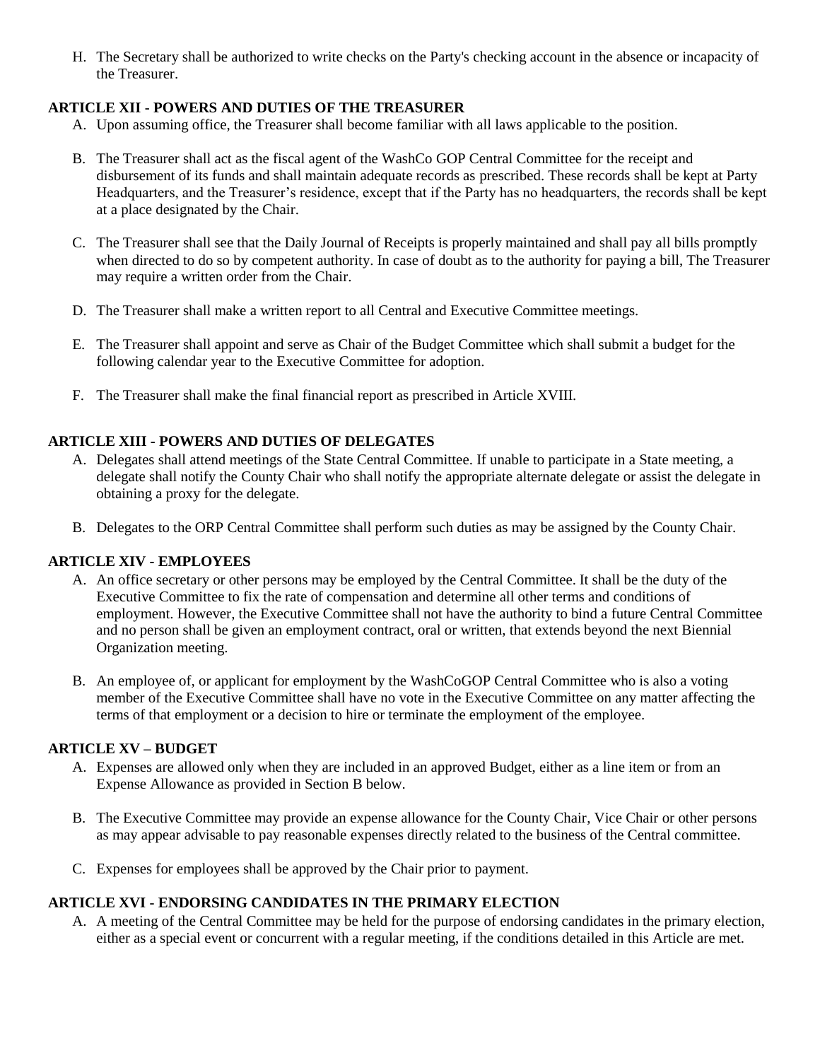H. The Secretary shall be authorized to write checks on the Party's checking account in the absence or incapacity of the Treasurer.

**ARTICLE XII - POWERS AND DUTIES OF THE TREASURER**

A. Upon assuming office, the Treasurer shall become familiar with all laws applicable to the position.

B. The Treasurer shall act as the fiscal agent of the WashCo GOP Central Committee for the receipt and disbursement of its funds and shall maintain adequate records as prescribed. These records shall be kept at Party Headquarters, and the Treasurer's residence, except that if the Party has no headquarters, the records shall be kept at a place designated by the Chair.

C. The Treasurer shall see that the Daily Journal of Receipts is properly maintained and shall pay all bills promptly when directed to do so by competent authority. In case of doubt as to the authority for paying a bill, The Treasurer may require a written order from the Chair.

D. The Treasurer shall make a written report to all Central and Executive Committee meetings.

E. The Treasurer shall appoint and serve as Chair of the Budget Committee which shall submit a budget for the following calendar year to the Executive Committee for adoption.

F. The Treasurer shall make the final financial report as prescribed in Article XVIII.

**ARTICLE XIII - POWERS AND DUTIES OF DELEGATES**

A. Delegates shall attend meetings of the State Central Committee. If unable to participate in a State meeting, a delegate shall notify the County Chair who shall notify the appropriate alternate delegate or assist the delegate in obtaining a proxy for the delegate.

B. Delegates to the ORP Central Committee shall perform such duties as may be assigned by the County Chair.

**ARTICLE XIV - EMPLOYEES**

A. An office secretary or other persons may be employed by the Central Committee. It shall be the duty of the Executive Committee to fix the rate of compensation and determine all other terms and conditions of employment. However, the Executive Committee shall not have the authority to bind a future Central Committee and no person shall be given an employment contract, oral or written, that extends beyond the next Biennial Organization meeting.

B. An employee of, or applicant for employment by the WashCoGOP Central Committee who is also a voting member of the Executive Committee shall have no vote in the Executive Committee on any matter affecting the terms of that employment or a decision to hire or terminate the employment of the employee.

**ARTICLE XV – BUDGET**

A. Expenses are allowed only when they are included in an approved Budget, either as a line item or from an Expense Allowance as provided in Section B below.

B. The Executive Committee may provide an expense allowance for the County Chair, Vice Chair or other persons as may appear advisable to pay reasonable expenses directly related to the business of the Central committee.

C. Expenses for employees shall be approved by the Chair prior to payment.

**ARTICLE XVI - ENDORSING CANDIDATES IN THE PRIMARY ELECTION**

A. A meeting of the Central Committee may be held for the purpose of endorsing candidates in the primary election, either as a special event or concurrent with a regular meeting, if the conditions detailed in this Article are met.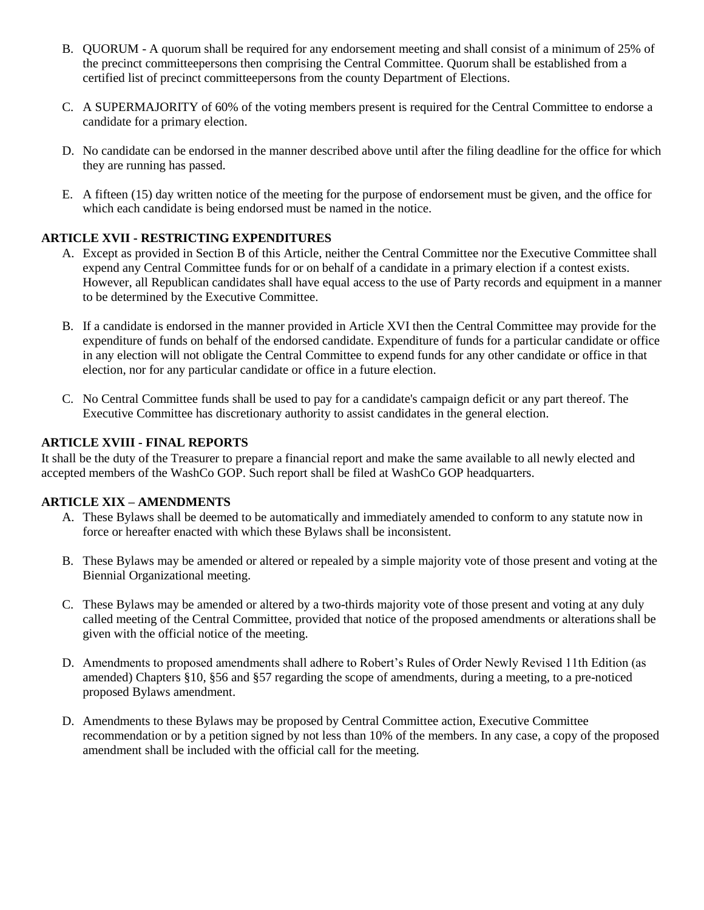B. QUORUM - A quorum shall be required for any endorsement meeting and shall consist of a minimum of 25% of the precinct committeepersons then comprising the Central Committee. Quorum shall be established from a certified list of precinct committeepersons from the county Department of Elections.

C. A SUPERMAJORITY of 60% of the voting members present is required for the Central Committee to endorse a candidate for a primary election.

D. No candidate can be endorsed in the manner described above until after the filing deadline for the office for which they are running has passed.

E. A fifteen (15) day written notice of the meeting for the purpose of endorsement must be given, and the office for which each candidate is being endorsed must be named in the notice.

**ARTICLE XVII - RESTRICTING EXPENDITURES**

A. Except as provided in Section B of this Article, neither the Central Committee nor the Executive Committee shall expend any Central Committee funds for or on behalf of a candidate in a primary election if a contest exists. However, all Republican candidates shall have equal access to the use of Party records and equipment in a manner to be determined by the Executive Committee.

B. If a candidate is endorsed in the manner provided in Article XVI then the Central Committee may provide for the expenditure of funds on behalf of the endorsed candidate. Expenditure of funds for a particular candidate or office in any election will not obligate the Central Committee to expend funds for any other candidate or office in that election, nor for any particular candidate or office in a future election.

C. No Central Committee funds shall be used to pay for a candidate's campaign deficit or any part thereof. The Executive Committee has discretionary authority to assist candidates in the general election.

**ARTICLE XVIII - FINAL REPORTS**

It shall be the duty of the Treasurer to prepare a financial report and make the same available to all newly elected and accepted members of the WashCo GOP. Such report shall be filed at WashCo GOP headquarters.

**ARTICLE XIX – AMENDMENTS**

A. These Bylaws shall be deemed to be automatically and immediately amended to conform to any statute now in force or hereafter enacted with which these Bylaws shall be inconsistent.

B. These Bylaws may be amended or altered or repealed by a simple majority vote of those present and voting at the Biennial Organizational meeting.

C. These Bylaws may be amended or altered by a two-thirds majority vote of those present and voting at any duly called meeting of the Central Committee, provided that notice of the proposed amendments or alterations shall be given with the official notice of the meeting.

D. Amendments to proposed amendments shall adhere to Robert's Rules of Order Newly Revised 11th Edition (as amended) Chapters §10, §56 and §57 regarding the scope of amendments, during a meeting, to a pre-noticed proposed Bylaws amendment.

D. Amendments to these Bylaws may be proposed by Central Committee action, Executive Committee recommendation or by a petition signed by not less than 10% of the members. In any case, a copy of the proposed amendment shall be included with the official call for the meeting.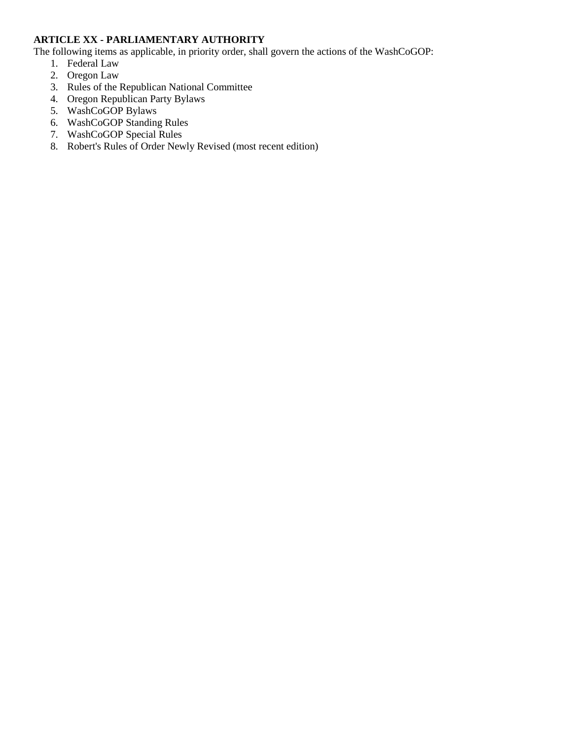**ARTICLE XX - PARLIAMENTARY AUTHORITY**

The following items as applicable, in priority order, shall govern the actions of the WashCoGOP:

1. Federal Law
2. Oregon Law
3. Rules of the Republican National Committee
4. Oregon Republican Party Bylaws
5. WashCoGOP Bylaws
6. WashCoGOP Standing Rules
7. WashCoGOP Special Rules
8. Robert's Rules of Order Newly Revised (most recent edition)